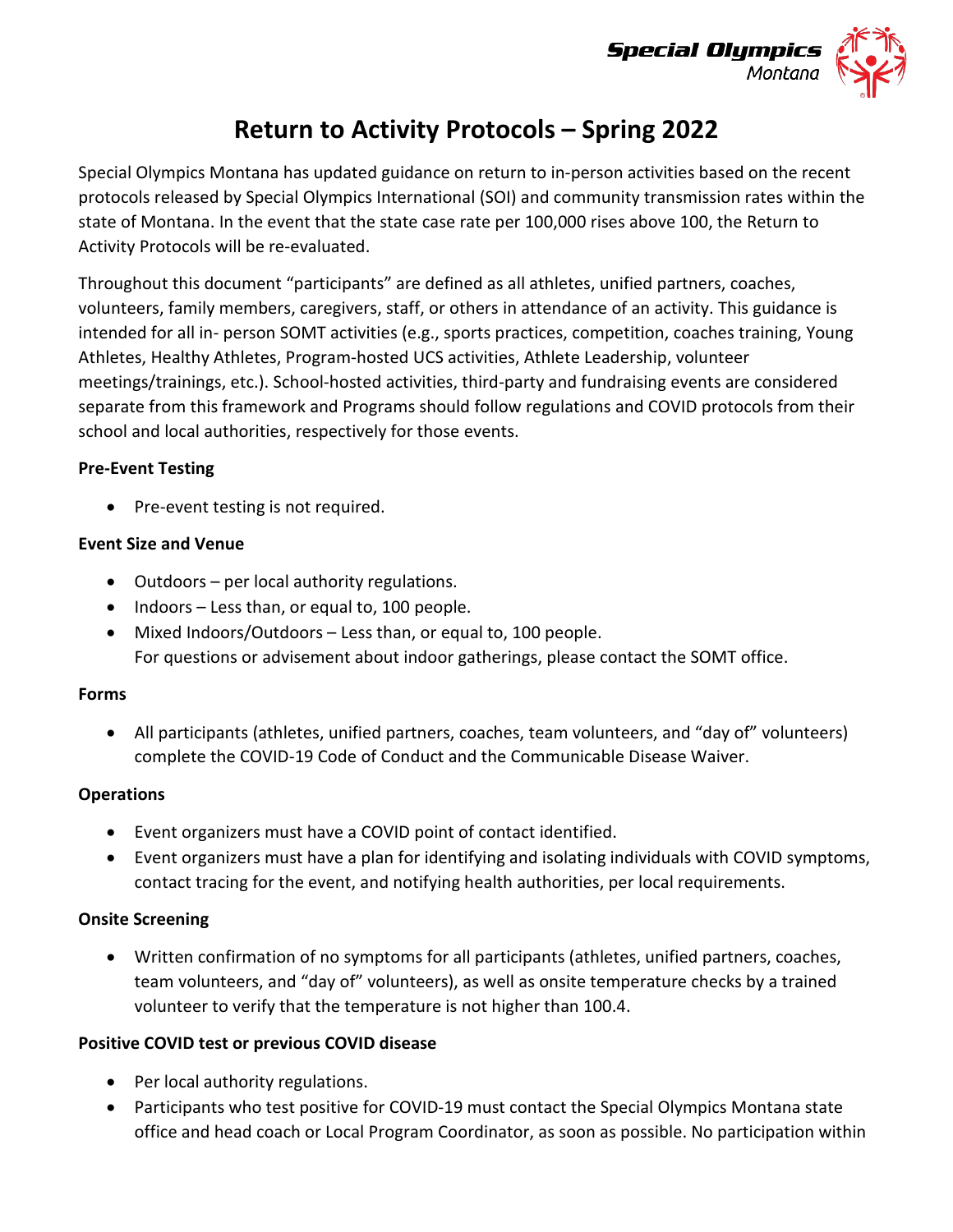# Return to Activity Protocols – Spring 2022

Special Olympics Montana has updated guidance on return to in-person activities based on the recent protocols released by Special Olympics International (SOI) and community transmission rates within the state of Montana. In the event that the state case rate per 100,000 rises above 100, the Return to Activity Protocols will be re-evaluated.

Throughout this document "participants" are defined as all athletes, unified partners, coaches, volunteers, family members, caregivers, staff, or others in attendance of an activity. This guidance is intended for all in- person SOMT activities (e.g., sports practices, competition, coaches training, Young Athletes, Healthy Athletes, Program-hosted UCS activities, Athlete Leadership, volunteer meetings/trainings, etc.). School-hosted activities, third-party and fundraising events are considered separate from this framework and Programs should follow regulations and COVID protocols from their school and local authorities, respectively for those events.

**Pre-Event Testing**

- Pre-event testing is not required.

**Event Size and Venue**

- Outdoors – per local authority regulations.
- Indoors – Less than, or equal to, 100 people.
- Mixed Indoors/Outdoors – Less than, or equal to, 100 people.
  For questions or advisement about indoor gatherings, please contact the SOMT office.

**Forms**

- All participants (athletes, unified partners, coaches, team volunteers, and "day of" volunteers) complete the COVID-19 Code of Conduct and the Communicable Disease Waiver.

**Operations**

- Event organizers must have a COVID point of contact identified.
- Event organizers must have a plan for identifying and isolating individuals with COVID symptoms, contact tracing for the event, and notifying health authorities, per local requirements.

**Onsite Screening**

- Written confirmation of no symptoms for all participants (athletes, unified partners, coaches, team volunteers, and "day of" volunteers), as well as onsite temperature checks by a trained volunteer to verify that the temperature is not higher than 100.4.

**Positive COVID test or previous COVID disease**

- Per local authority regulations.
- Participants who test positive for COVID-19 must contact the Special Olympics Montana state office and head coach or Local Program Coordinator, as soon as possible. No participation within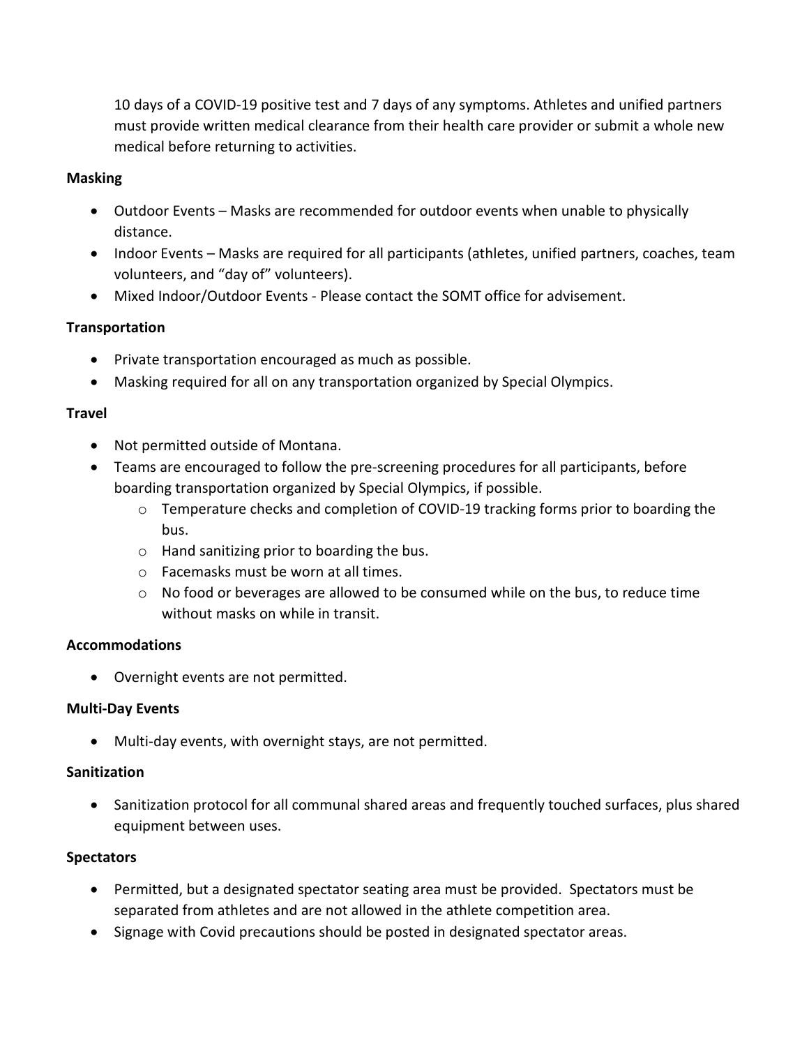10 days of a COVID-19 positive test and 7 days of any symptoms. Athletes and unified partners must provide written medical clearance from their health care provider or submit a whole new medical before returning to activities.

**Masking**

- Outdoor Events – Masks are recommended for outdoor events when unable to physically distance.
- Indoor Events – Masks are required for all participants (athletes, unified partners, coaches, team volunteers, and "day of" volunteers).
- Mixed Indoor/Outdoor Events - Please contact the SOMT office for advisement.

**Transportation**

- Private transportation encouraged as much as possible.
- Masking required for all on any transportation organized by Special Olympics.

**Travel**

- Not permitted outside of Montana.
- Teams are encouraged to follow the pre-screening procedures for all participants, before boarding transportation organized by Special Olympics, if possible.
    - Temperature checks and completion of COVID-19 tracking forms prior to boarding the bus.
    - Hand sanitizing prior to boarding the bus.
    - Facemasks must be worn at all times.
    - No food or beverages are allowed to be consumed while on the bus, to reduce time without masks on while in transit.

**Accommodations**

- Overnight events are not permitted.

**Multi-Day Events**

- Multi-day events, with overnight stays, are not permitted.

**Sanitization**

- Sanitization protocol for all communal shared areas and frequently touched surfaces, plus shared equipment between uses.

**Spectators**

- Permitted, but a designated spectator seating area must be provided. Spectators must be separated from athletes and are not allowed in the athlete competition area.
- Signage with Covid precautions should be posted in designated spectator areas.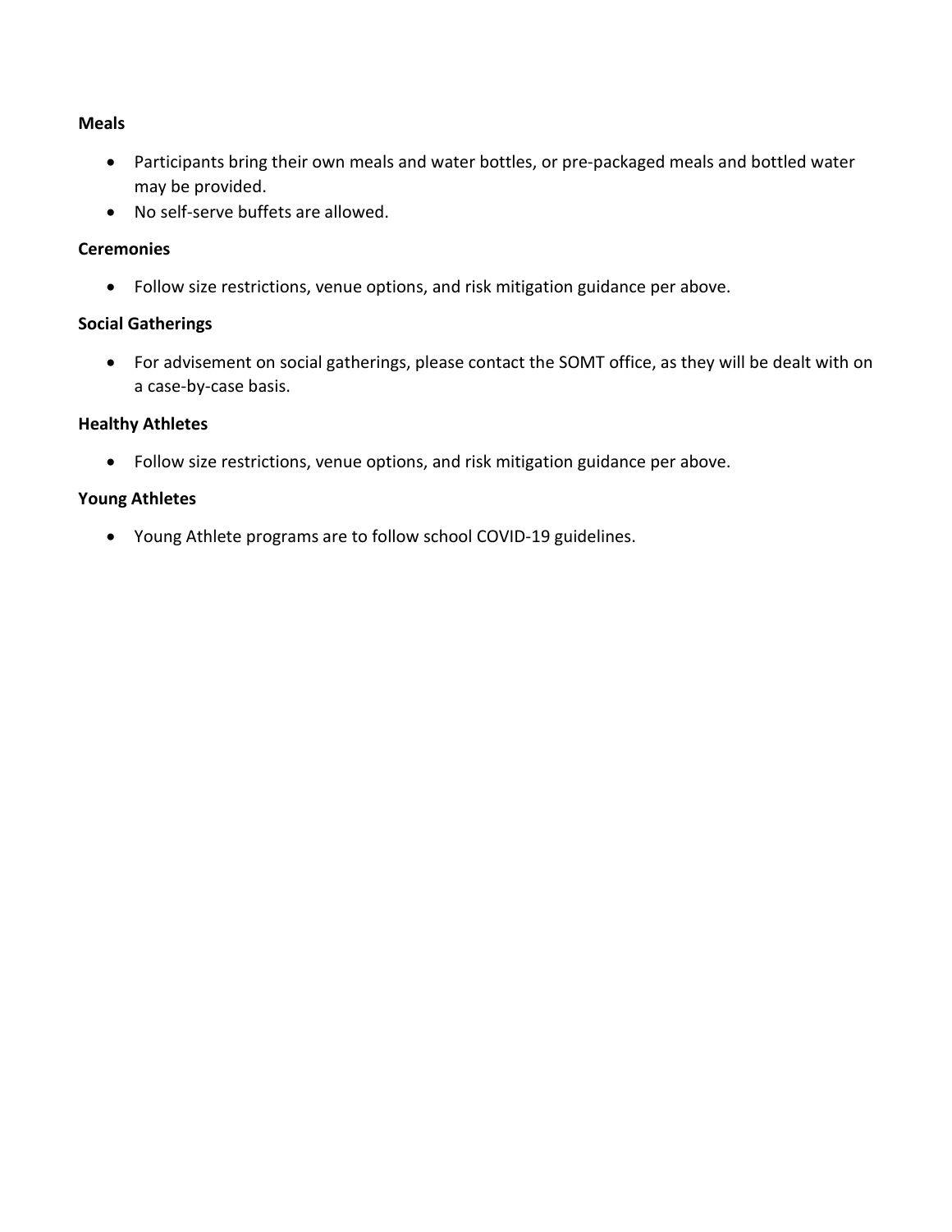**Meals**

- Participants bring their own meals and water bottles, or pre-packaged meals and bottled water may be provided.
- No self-serve buffets are allowed.

**Ceremonies**

- Follow size restrictions, venue options, and risk mitigation guidance per above.

**Social Gatherings**

- For advisement on social gatherings, please contact the SOMT office, as they will be dealt with on a case-by-case basis.

**Healthy Athletes**

- Follow size restrictions, venue options, and risk mitigation guidance per above.

**Young Athletes**

- Young Athlete programs are to follow school COVID-19 guidelines.